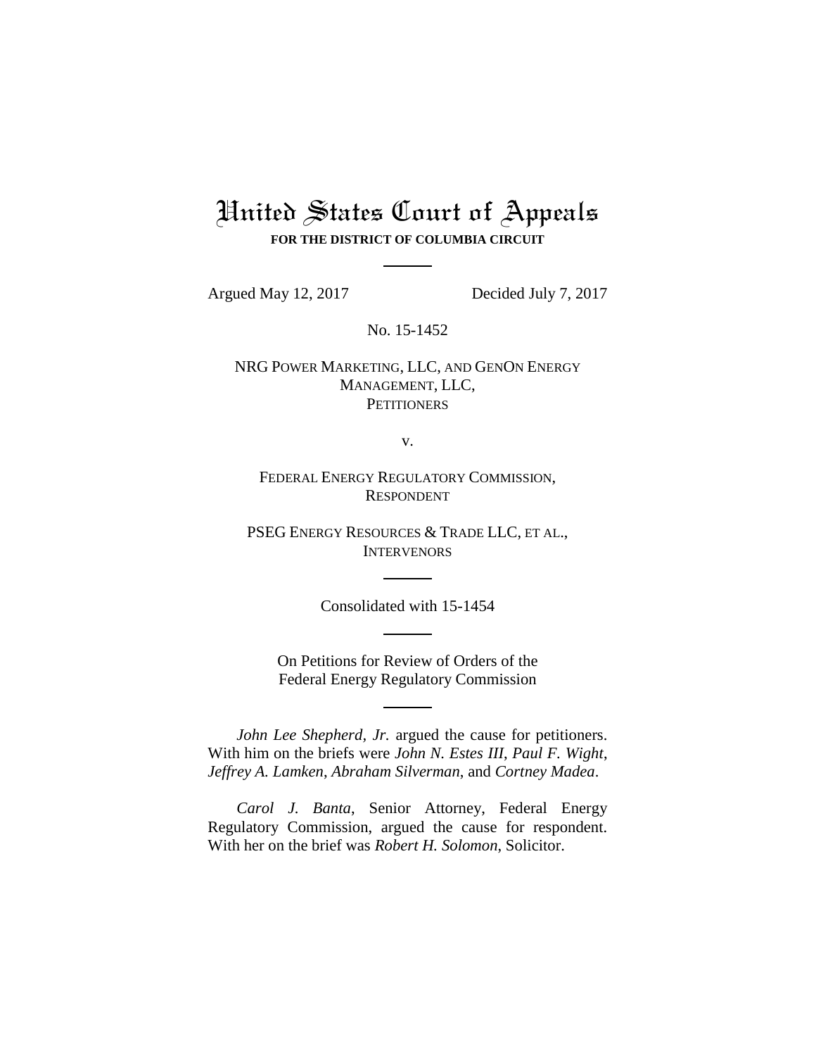# United States Court of Appeals

**FOR THE DISTRICT OF COLUMBIA CIRCUIT**

---

Argued May 12, 2017 Decided July 7, 2017

No. 15-1452

NRG POWER MARKETING, LLC, AND GENON ENERGY MANAGEMENT, LLC,
PETITIONERS

v.

FEDERAL ENERGY REGULATORY COMMISSION,
RESPONDENT

PSEG ENERGY RESOURCES & TRADE LLC, ET AL.,
INTERVENORS

---

Consolidated with 15-1454

---

On Petitions for Review of Orders of the Federal Energy Regulatory Commission

---

*John Lee Shepherd, Jr.* argued the cause for petitioners. With him on the briefs were *John N. Estes III*, *Paul F. Wight*, *Jeffrey A. Lamken*, *Abraham Silverman*, and *Cortney Madea*.

*Carol J. Banta*, Senior Attorney, Federal Energy Regulatory Commission, argued the cause for respondent. With her on the brief was *Robert H. Solomon*, Solicitor.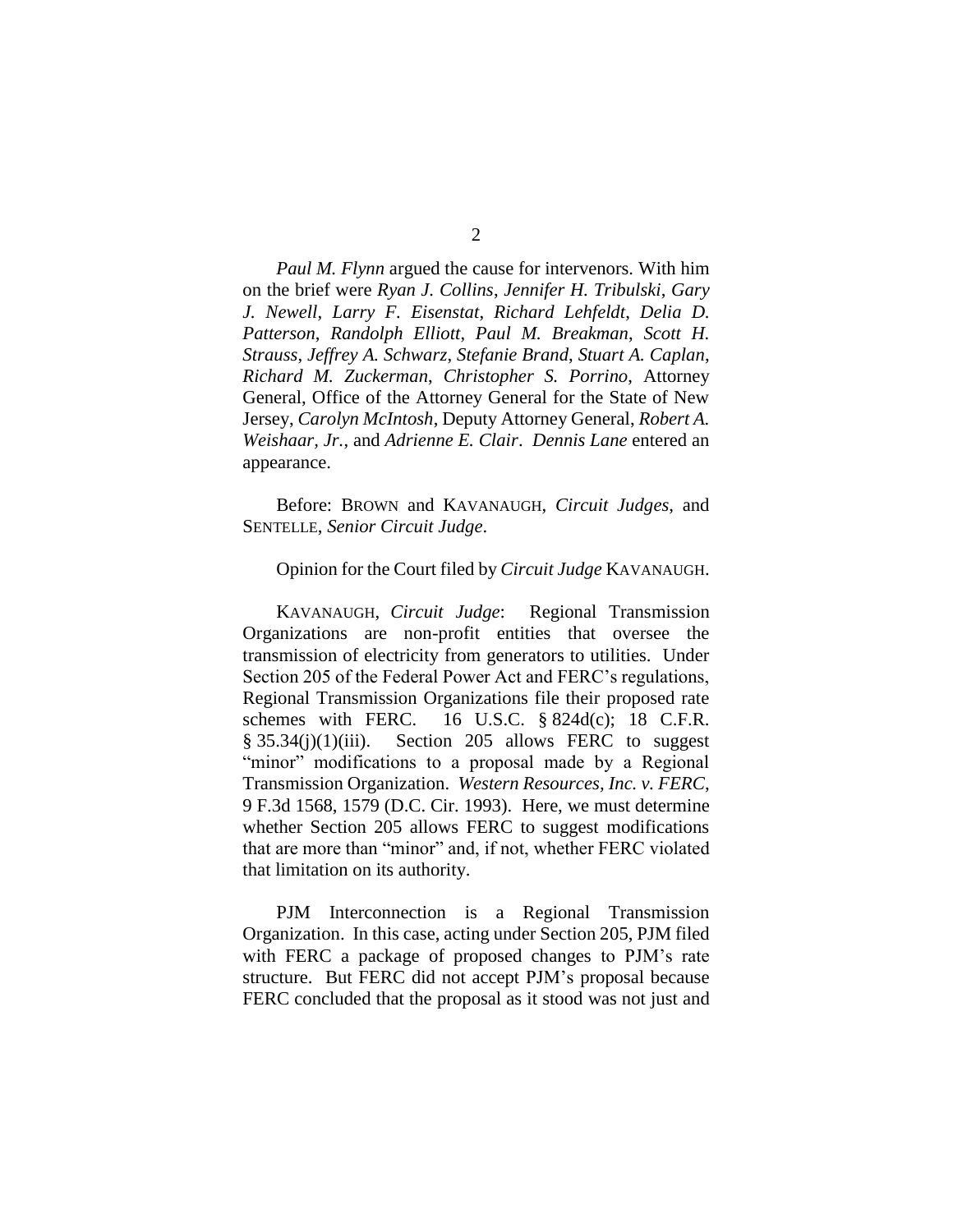*Paul M. Flynn* argued the cause for intervenors. With him on the brief were *Ryan J. Collins*, *Jennifer H. Tribulski*, *Gary J. Newell*, *Larry F. Eisenstat*, *Richard Lehfeldt*, *Delia D. Patterson*, *Randolph Elliott*, *Paul M. Breakman*, *Scott H. Strauss*, *Jeffrey A. Schwarz*, *Stefanie Brand*, *Stuart A. Caplan*, *Richard M. Zuckerman*, *Christopher S. Porrino*, Attorney General, Office of the Attorney General for the State of New Jersey, *Carolyn McIntosh*, Deputy Attorney General, *Robert A. Weishaar, Jr.*, and *Adrienne E. Clair*. *Dennis Lane* entered an appearance.

Before: BROWN and KAVANAUGH, *Circuit Judges*, and SENTELLE, *Senior Circuit Judge*.

Opinion for the Court filed by *Circuit Judge* KAVANAUGH.

KAVANAUGH, *Circuit Judge*: Regional Transmission Organizations are non-profit entities that oversee the transmission of electricity from generators to utilities. Under Section 205 of the Federal Power Act and FERC's regulations, Regional Transmission Organizations file their proposed rate schemes with FERC. 16 U.S.C. § 824d(c); 18 C.F.R. § 35.34(j)(1)(iii). Section 205 allows FERC to suggest "minor" modifications to a proposal made by a Regional Transmission Organization. *Western Resources, Inc. v. FERC*, 9 F.3d 1568, 1579 (D.C. Cir. 1993). Here, we must determine whether Section 205 allows FERC to suggest modifications that are more than "minor" and, if not, whether FERC violated that limitation on its authority.

PJM Interconnection is a Regional Transmission Organization. In this case, acting under Section 205, PJM filed with FERC a package of proposed changes to PJM's rate structure. But FERC did not accept PJM's proposal because FERC concluded that the proposal as it stood was not just and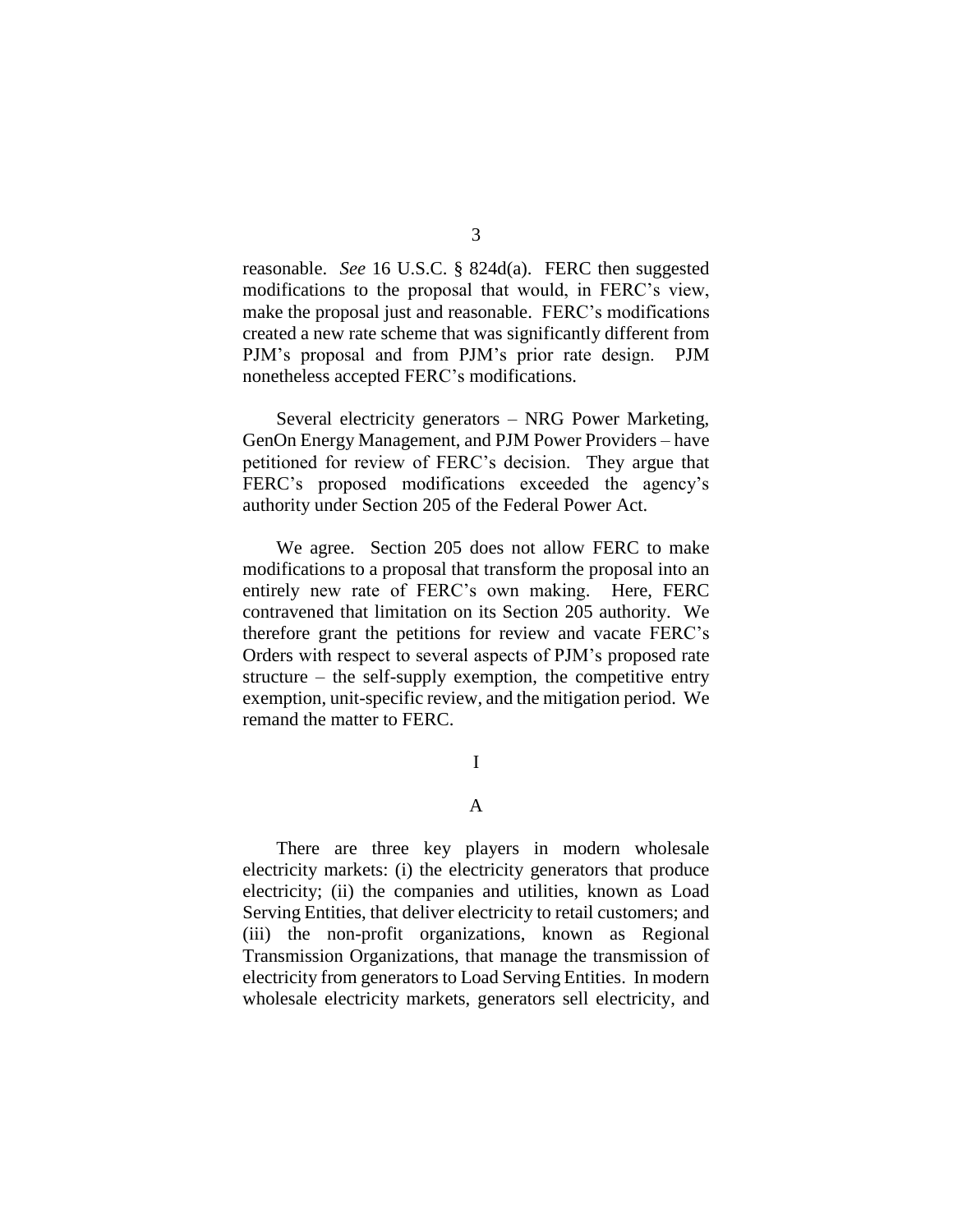reasonable. *See* 16 U.S.C. § 824d(a). FERC then suggested modifications to the proposal that would, in FERC's view, make the proposal just and reasonable. FERC's modifications created a new rate scheme that was significantly different from PJM's proposal and from PJM's prior rate design. PJM nonetheless accepted FERC's modifications.

Several electricity generators – NRG Power Marketing, GenOn Energy Management, and PJM Power Providers – have petitioned for review of FERC's decision. They argue that FERC's proposed modifications exceeded the agency's authority under Section 205 of the Federal Power Act.

We agree. Section 205 does not allow FERC to make modifications to a proposal that transform the proposal into an entirely new rate of FERC's own making. Here, FERC contravened that limitation on its Section 205 authority. We therefore grant the petitions for review and vacate FERC's Orders with respect to several aspects of PJM's proposed rate structure – the self-supply exemption, the competitive entry exemption, unit-specific review, and the mitigation period. We remand the matter to FERC.

# I

## A

There are three key players in modern wholesale electricity markets: (i) the electricity generators that produce electricity; (ii) the companies and utilities, known as Load Serving Entities, that deliver electricity to retail customers; and (iii) the non-profit organizations, known as Regional Transmission Organizations, that manage the transmission of electricity from generators to Load Serving Entities. In modern wholesale electricity markets, generators sell electricity, and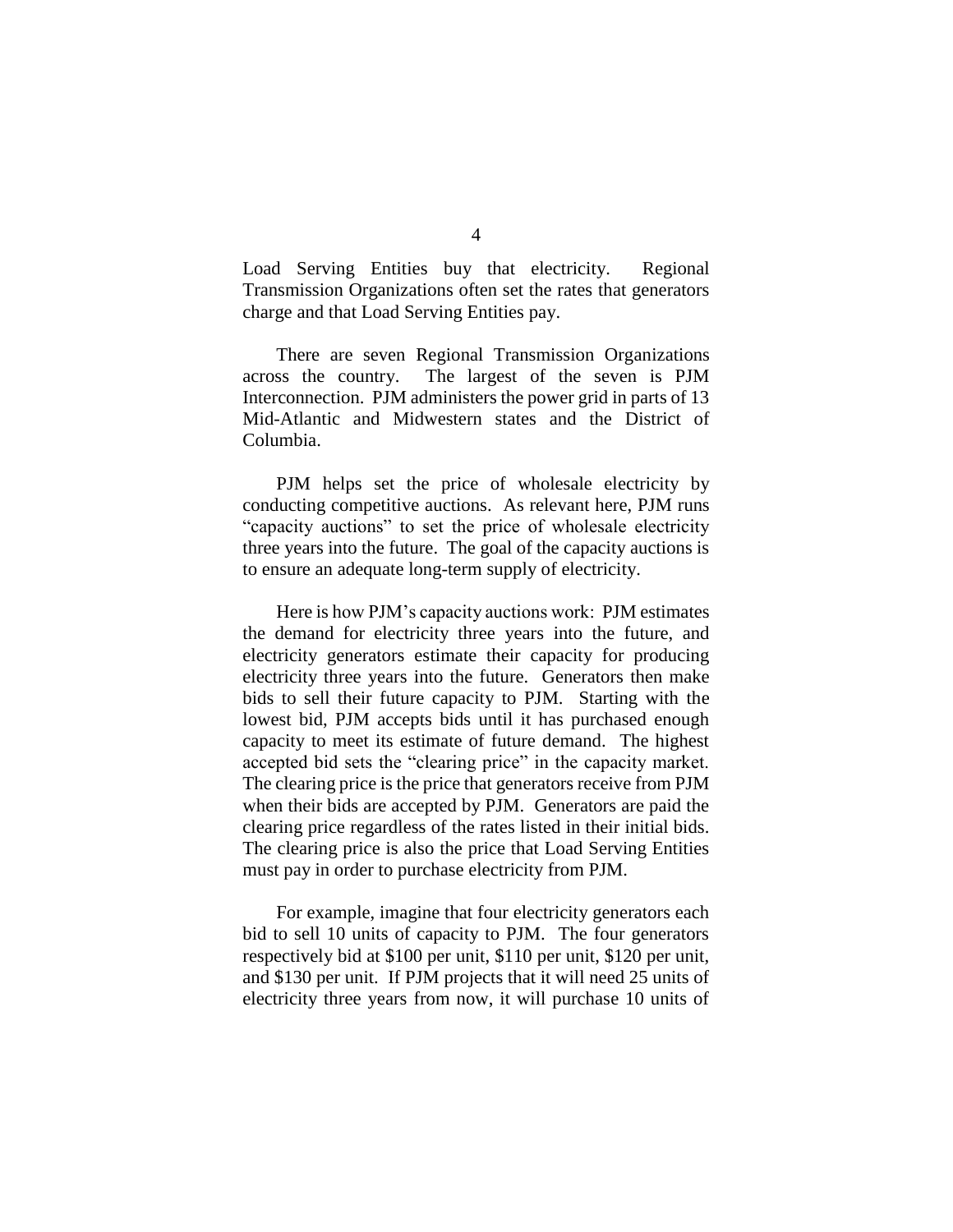Load Serving Entities buy that electricity. Regional Transmission Organizations often set the rates that generators charge and that Load Serving Entities pay.

There are seven Regional Transmission Organizations across the country. The largest of the seven is PJM Interconnection. PJM administers the power grid in parts of 13 Mid-Atlantic and Midwestern states and the District of Columbia.

PJM helps set the price of wholesale electricity by conducting competitive auctions. As relevant here, PJM runs "capacity auctions" to set the price of wholesale electricity three years into the future. The goal of the capacity auctions is to ensure an adequate long-term supply of electricity.

Here is how PJM's capacity auctions work: PJM estimates the demand for electricity three years into the future, and electricity generators estimate their capacity for producing electricity three years into the future. Generators then make bids to sell their future capacity to PJM. Starting with the lowest bid, PJM accepts bids until it has purchased enough capacity to meet its estimate of future demand. The highest accepted bid sets the "clearing price" in the capacity market. The clearing price is the price that generators receive from PJM when their bids are accepted by PJM. Generators are paid the clearing price regardless of the rates listed in their initial bids. The clearing price is also the price that Load Serving Entities must pay in order to purchase electricity from PJM.

For example, imagine that four electricity generators each bid to sell 10 units of capacity to PJM. The four generators respectively bid at $100 per unit, $110 per unit, $120 per unit, and $130 per unit. If PJM projects that it will need 25 units of electricity three years from now, it will purchase 10 units of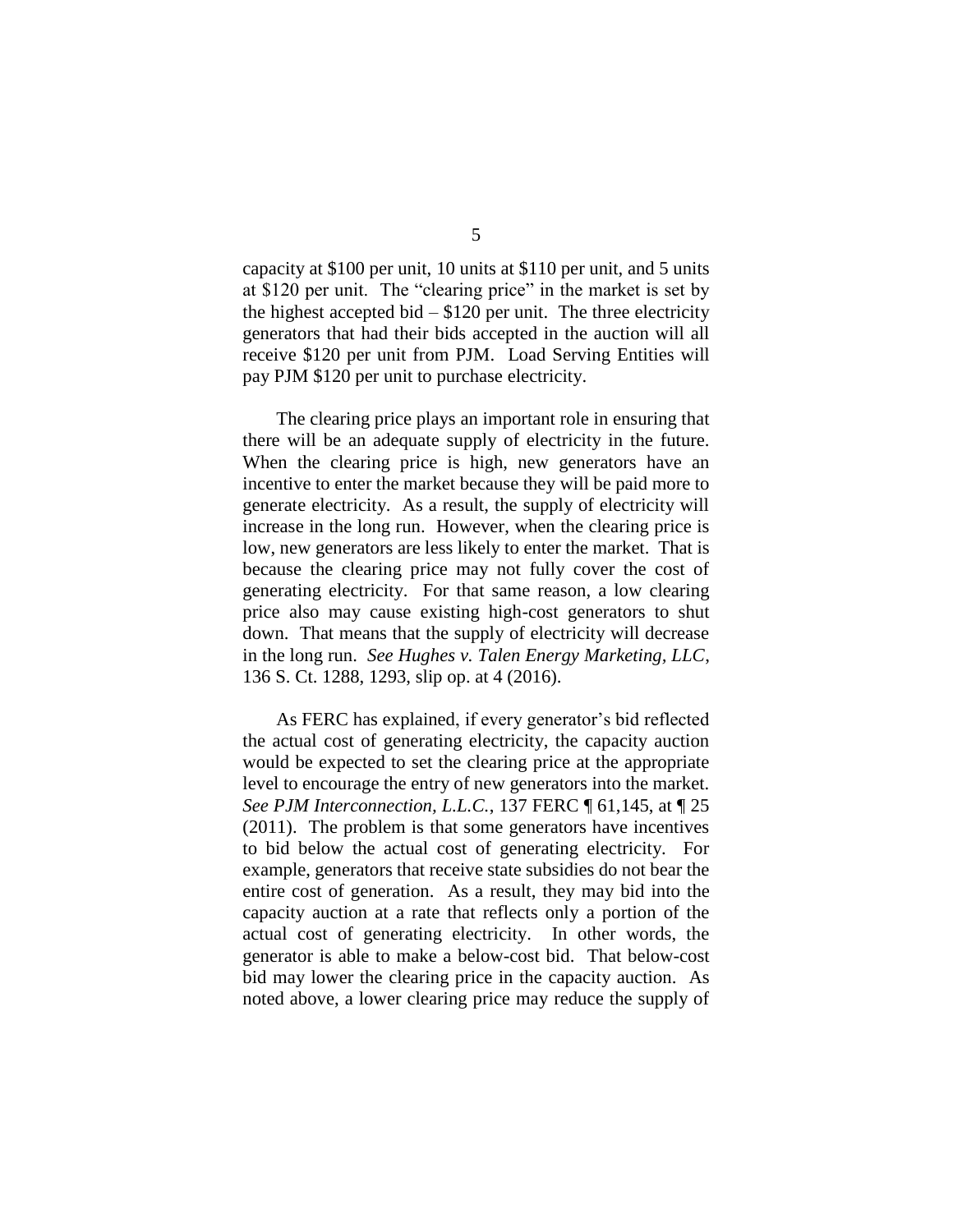capacity at $100 per unit, 10 units at $110 per unit, and 5 units at $120 per unit. The "clearing price" in the market is set by the highest accepted bid – $120 per unit. The three electricity generators that had their bids accepted in the auction will all receive $120 per unit from PJM. Load Serving Entities will pay PJM $120 per unit to purchase electricity.

The clearing price plays an important role in ensuring that there will be an adequate supply of electricity in the future. When the clearing price is high, new generators have an incentive to enter the market because they will be paid more to generate electricity. As a result, the supply of electricity will increase in the long run. However, when the clearing price is low, new generators are less likely to enter the market. That is because the clearing price may not fully cover the cost of generating electricity. For that same reason, a low clearing price also may cause existing high-cost generators to shut down. That means that the supply of electricity will decrease in the long run. *See Hughes v. Talen Energy Marketing, LLC*, 136 S. Ct. 1288, 1293, slip op. at 4 (2016).

As FERC has explained, if every generator's bid reflected the actual cost of generating electricity, the capacity auction would be expected to set the clearing price at the appropriate level to encourage the entry of new generators into the market. *See PJM Interconnection, L.L.C.*, 137 FERC ¶ 61,145, at ¶ 25 (2011). The problem is that some generators have incentives to bid below the actual cost of generating electricity. For example, generators that receive state subsidies do not bear the entire cost of generation. As a result, they may bid into the capacity auction at a rate that reflects only a portion of the actual cost of generating electricity. In other words, the generator is able to make a below-cost bid. That below-cost bid may lower the clearing price in the capacity auction. As noted above, a lower clearing price may reduce the supply of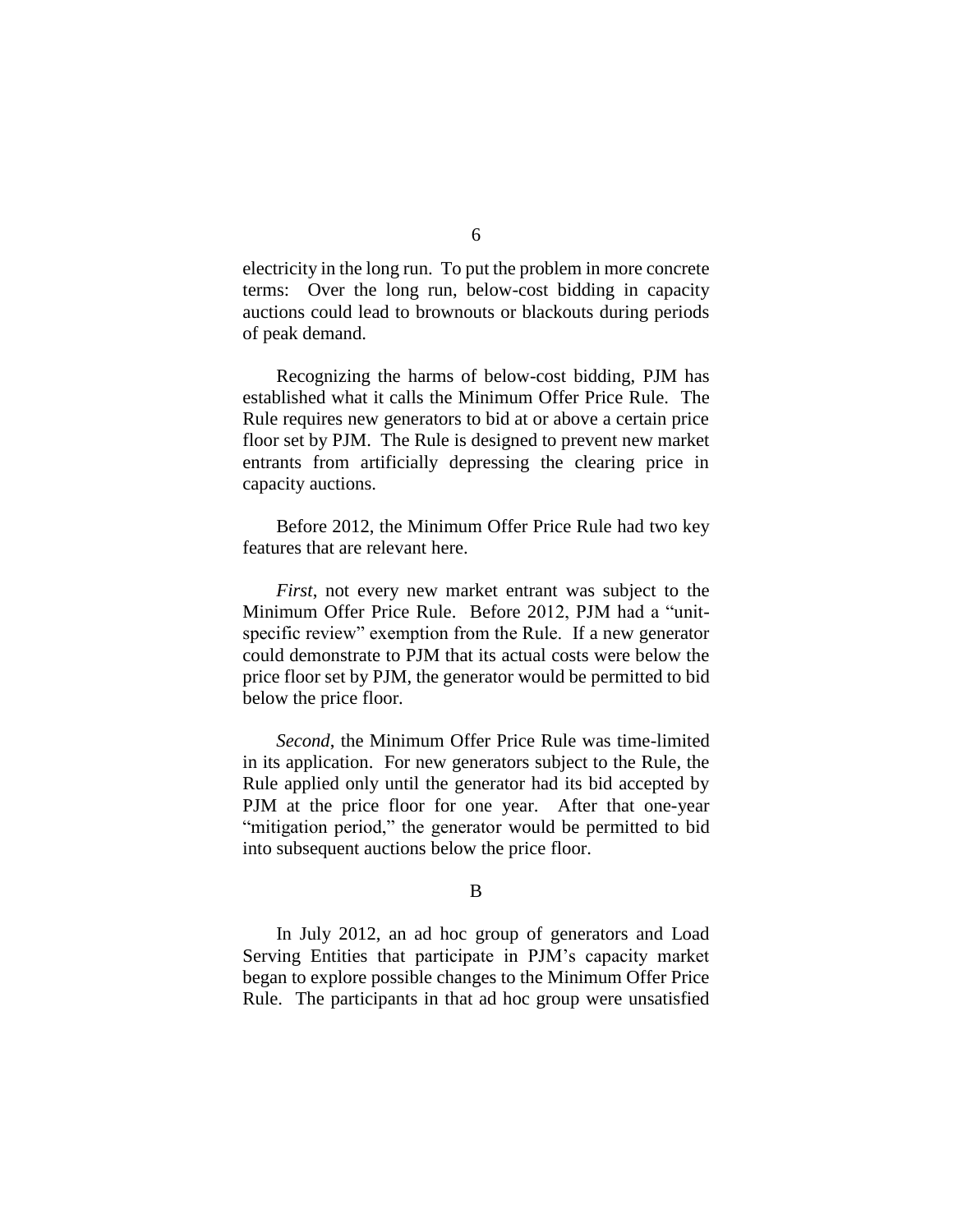electricity in the long run. To put the problem in more concrete terms: Over the long run, below-cost bidding in capacity auctions could lead to brownouts or blackouts during periods of peak demand.

Recognizing the harms of below-cost bidding, PJM has established what it calls the Minimum Offer Price Rule. The Rule requires new generators to bid at or above a certain price floor set by PJM. The Rule is designed to prevent new market entrants from artificially depressing the clearing price in capacity auctions.

Before 2012, the Minimum Offer Price Rule had two key features that are relevant here.

*First*, not every new market entrant was subject to the Minimum Offer Price Rule. Before 2012, PJM had a "unit-specific review" exemption from the Rule. If a new generator could demonstrate to PJM that its actual costs were below the price floor set by PJM, the generator would be permitted to bid below the price floor.

*Second*, the Minimum Offer Price Rule was time-limited in its application. For new generators subject to the Rule, the Rule applied only until the generator had its bid accepted by PJM at the price floor for one year. After that one-year "mitigation period," the generator would be permitted to bid into subsequent auctions below the price floor.

## B

In July 2012, an ad hoc group of generators and Load Serving Entities that participate in PJM's capacity market began to explore possible changes to the Minimum Offer Price Rule. The participants in that ad hoc group were unsatisfied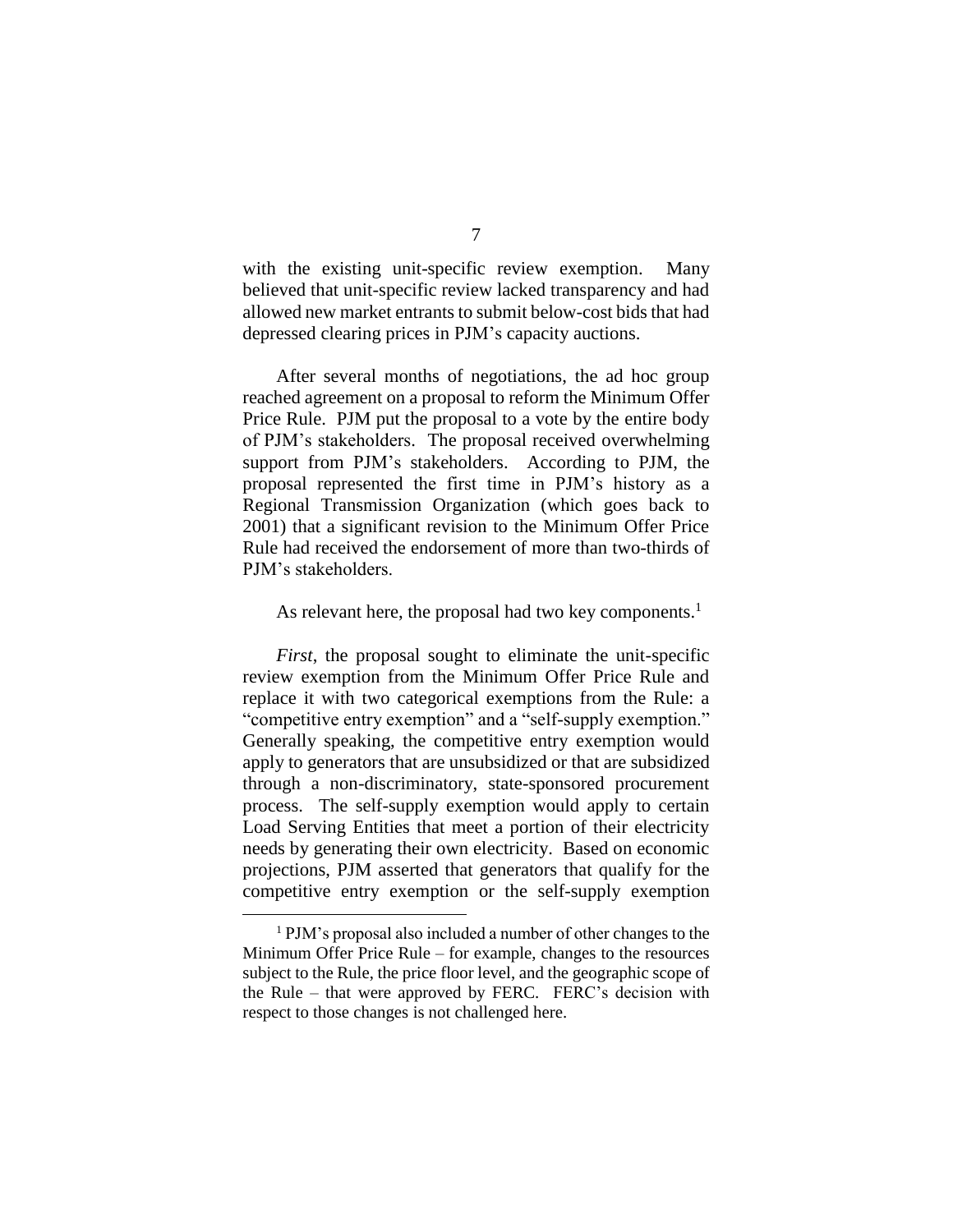with the existing unit-specific review exemption. Many believed that unit-specific review lacked transparency and had allowed new market entrants to submit below-cost bids that had depressed clearing prices in PJM's capacity auctions.

After several months of negotiations, the ad hoc group reached agreement on a proposal to reform the Minimum Offer Price Rule. PJM put the proposal to a vote by the entire body of PJM's stakeholders. The proposal received overwhelming support from PJM's stakeholders. According to PJM, the proposal represented the first time in PJM's history as a Regional Transmission Organization (which goes back to 2001) that a significant revision to the Minimum Offer Price Rule had received the endorsement of more than two-thirds of PJM's stakeholders.

As relevant here, the proposal had two key components.[1]

*First*, the proposal sought to eliminate the unit-specific review exemption from the Minimum Offer Price Rule and replace it with two categorical exemptions from the Rule: a "competitive entry exemption" and a "self-supply exemption." Generally speaking, the competitive entry exemption would apply to generators that are unsubsidized or that are subsidized through a non-discriminatory, state-sponsored procurement process. The self-supply exemption would apply to certain Load Serving Entities that meet a portion of their electricity needs by generating their own electricity. Based on economic projections, PJM asserted that generators that qualify for the competitive entry exemption or the self-supply exemption

[1] PJM's proposal also included a number of other changes to the Minimum Offer Price Rule – for example, changes to the resources subject to the Rule, the price floor level, and the geographic scope of the Rule – that were approved by FERC. FERC's decision with respect to those changes is not challenged here.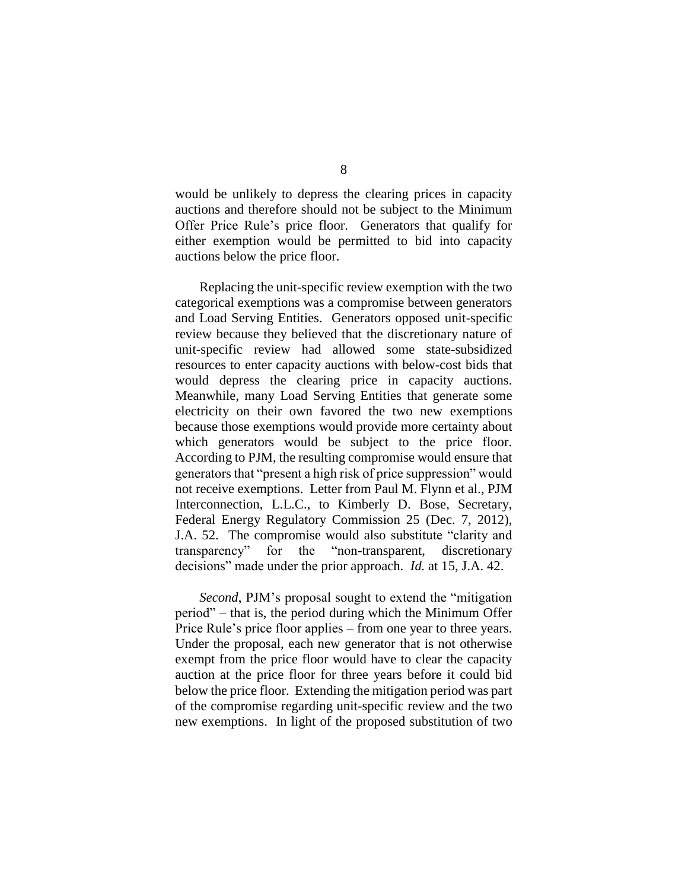would be unlikely to depress the clearing prices in capacity auctions and therefore should not be subject to the Minimum Offer Price Rule's price floor. Generators that qualify for either exemption would be permitted to bid into capacity auctions below the price floor.

Replacing the unit-specific review exemption with the two categorical exemptions was a compromise between generators and Load Serving Entities. Generators opposed unit-specific review because they believed that the discretionary nature of unit-specific review had allowed some state-subsidized resources to enter capacity auctions with below-cost bids that would depress the clearing price in capacity auctions. Meanwhile, many Load Serving Entities that generate some electricity on their own favored the two new exemptions because those exemptions would provide more certainty about which generators would be subject to the price floor. According to PJM, the resulting compromise would ensure that generators that "present a high risk of price suppression" would not receive exemptions. Letter from Paul M. Flynn et al., PJM Interconnection, L.L.C., to Kimberly D. Bose, Secretary, Federal Energy Regulatory Commission 25 (Dec. 7, 2012), J.A. 52. The compromise would also substitute "clarity and transparency" for the "non-transparent, discretionary decisions" made under the prior approach. *Id.* at 15, J.A. 42.

*Second*, PJM's proposal sought to extend the "mitigation period" – that is, the period during which the Minimum Offer Price Rule's price floor applies – from one year to three years. Under the proposal, each new generator that is not otherwise exempt from the price floor would have to clear the capacity auction at the price floor for three years before it could bid below the price floor. Extending the mitigation period was part of the compromise regarding unit-specific review and the two new exemptions. In light of the proposed substitution of two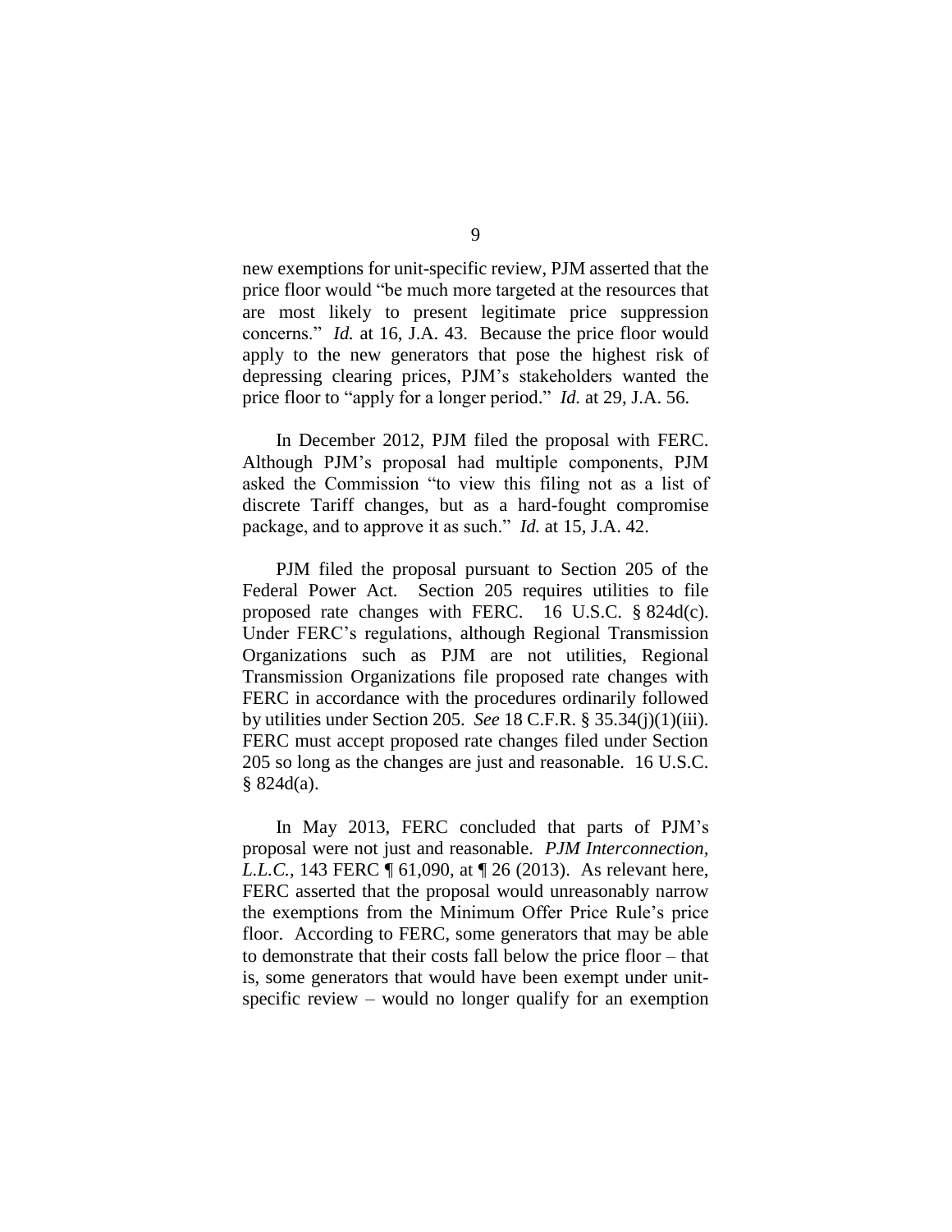new exemptions for unit-specific review, PJM asserted that the price floor would "be much more targeted at the resources that are most likely to present legitimate price suppression concerns." *Id.* at 16, J.A. 43. Because the price floor would apply to the new generators that pose the highest risk of depressing clearing prices, PJM's stakeholders wanted the price floor to "apply for a longer period." *Id.* at 29, J.A. 56.

In December 2012, PJM filed the proposal with FERC. Although PJM's proposal had multiple components, PJM asked the Commission "to view this filing not as a list of discrete Tariff changes, but as a hard-fought compromise package, and to approve it as such." *Id.* at 15, J.A. 42.

PJM filed the proposal pursuant to Section 205 of the Federal Power Act. Section 205 requires utilities to file proposed rate changes with FERC. 16 U.S.C. § 824d(c). Under FERC's regulations, although Regional Transmission Organizations such as PJM are not utilities, Regional Transmission Organizations file proposed rate changes with FERC in accordance with the procedures ordinarily followed by utilities under Section 205. *See* 18 C.F.R. § 35.34(j)(1)(iii). FERC must accept proposed rate changes filed under Section 205 so long as the changes are just and reasonable. 16 U.S.C. § 824d(a).

In May 2013, FERC concluded that parts of PJM's proposal were not just and reasonable. *PJM Interconnection, L.L.C.*, 143 FERC ¶ 61,090, at ¶ 26 (2013). As relevant here, FERC asserted that the proposal would unreasonably narrow the exemptions from the Minimum Offer Price Rule's price floor. According to FERC, some generators that may be able to demonstrate that their costs fall below the price floor – that is, some generators that would have been exempt under unit-specific review – would no longer qualify for an exemption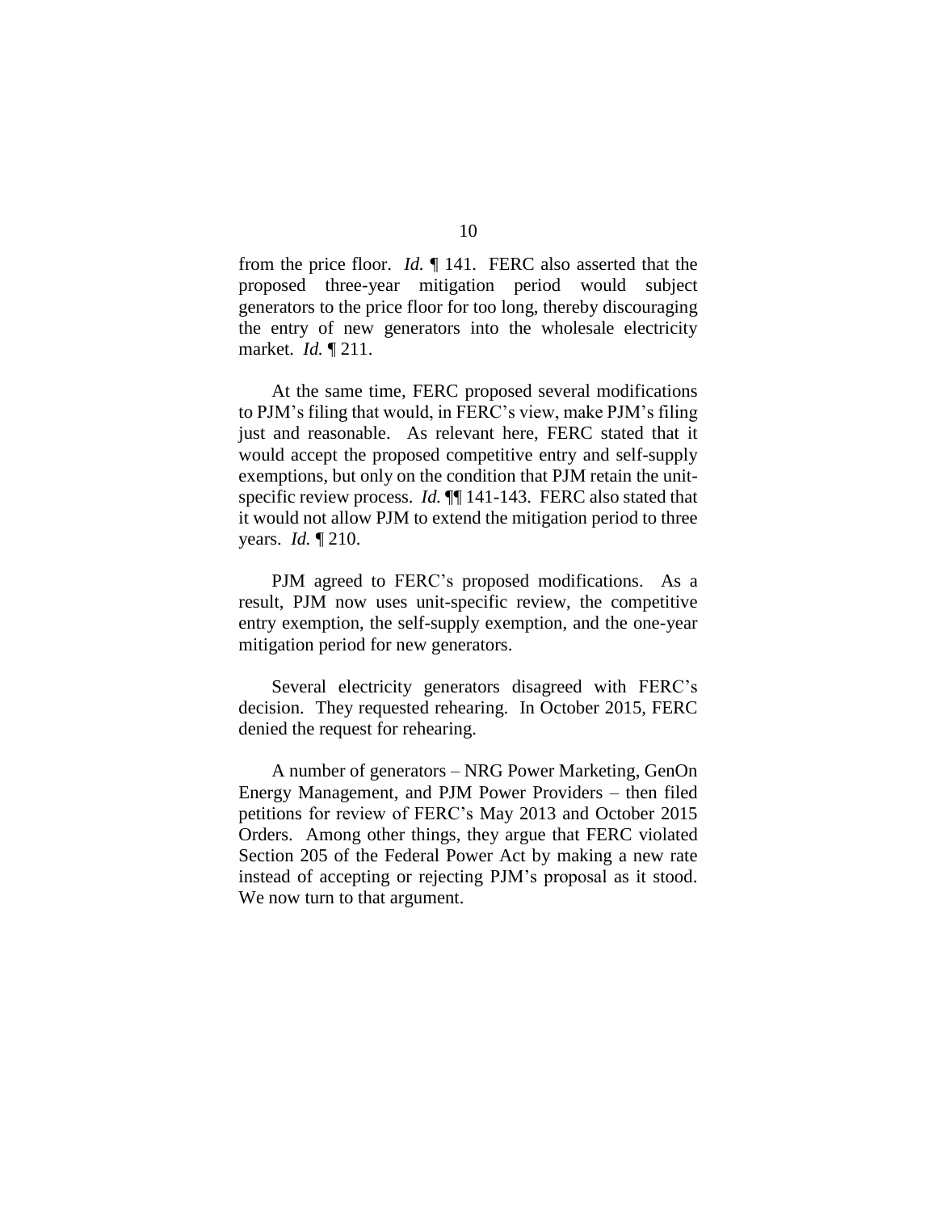from the price floor. *Id.* ¶ 141. FERC also asserted that the proposed three-year mitigation period would subject generators to the price floor for too long, thereby discouraging the entry of new generators into the wholesale electricity market. *Id.* ¶ 211.

At the same time, FERC proposed several modifications to PJM's filing that would, in FERC's view, make PJM's filing just and reasonable. As relevant here, FERC stated that it would accept the proposed competitive entry and self-supply exemptions, but only on the condition that PJM retain the unit-specific review process. *Id.* ¶¶ 141-143. FERC also stated that it would not allow PJM to extend the mitigation period to three years. *Id.* ¶ 210.

PJM agreed to FERC's proposed modifications. As a result, PJM now uses unit-specific review, the competitive entry exemption, the self-supply exemption, and the one-year mitigation period for new generators.

Several electricity generators disagreed with FERC's decision. They requested rehearing. In October 2015, FERC denied the request for rehearing.

A number of generators – NRG Power Marketing, GenOn Energy Management, and PJM Power Providers – then filed petitions for review of FERC's May 2013 and October 2015 Orders. Among other things, they argue that FERC violated Section 205 of the Federal Power Act by making a new rate instead of accepting or rejecting PJM's proposal as it stood. We now turn to that argument.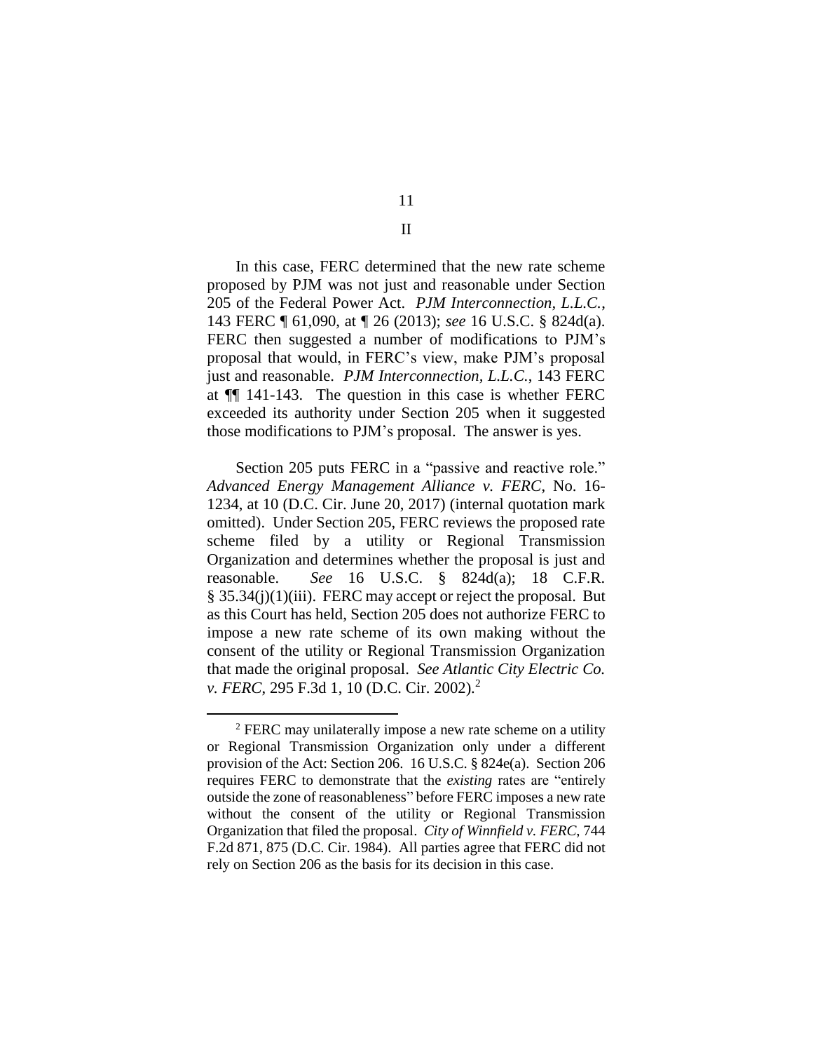## II

In this case, FERC determined that the new rate scheme proposed by PJM was not just and reasonable under Section 205 of the Federal Power Act. *PJM Interconnection, L.L.C.*, 143 FERC ¶ 61,090, at ¶ 26 (2013); *see* 16 U.S.C. § 824d(a). FERC then suggested a number of modifications to PJM's proposal that would, in FERC's view, make PJM's proposal just and reasonable. *PJM Interconnection, L.L.C.*, 143 FERC at ¶¶ 141-143. The question in this case is whether FERC exceeded its authority under Section 205 when it suggested those modifications to PJM's proposal. The answer is yes.

Section 205 puts FERC in a "passive and reactive role." *Advanced Energy Management Alliance v. FERC*, No. 16-1234, at 10 (D.C. Cir. June 20, 2017) (internal quotation mark omitted). Under Section 205, FERC reviews the proposed rate scheme filed by a utility or Regional Transmission Organization and determines whether the proposal is just and reasonable. *See* 16 U.S.C. § 824d(a); 18 C.F.R. § 35.34(j)(1)(iii). FERC may accept or reject the proposal. But as this Court has held, Section 205 does not authorize FERC to impose a new rate scheme of its own making without the consent of the utility or Regional Transmission Organization that made the original proposal. *See Atlantic City Electric Co. v. FERC*, 295 F.3d 1, 10 (D.C. Cir. 2002).[2]

---

[2] FERC may unilaterally impose a new rate scheme on a utility or Regional Transmission Organization only under a different provision of the Act: Section 206. 16 U.S.C. § 824e(a). Section 206 requires FERC to demonstrate that the *existing* rates are "entirely outside the zone of reasonableness" before FERC imposes a new rate without the consent of the utility or Regional Transmission Organization that filed the proposal. *City of Winnfield v. FERC*, 744 F.2d 871, 875 (D.C. Cir. 1984). All parties agree that FERC did not rely on Section 206 as the basis for its decision in this case.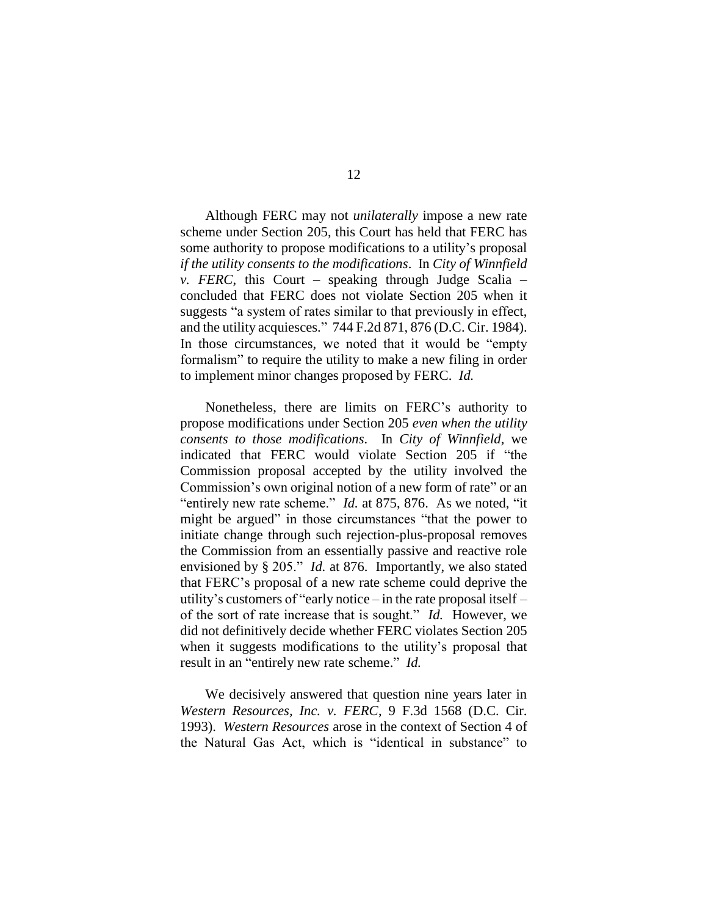Although FERC may not *unilaterally* impose a new rate scheme under Section 205, this Court has held that FERC has some authority to propose modifications to a utility's proposal *if the utility consents to the modifications*. In *City of Winnfield v. FERC*, this Court – speaking through Judge Scalia – concluded that FERC does not violate Section 205 when it suggests "a system of rates similar to that previously in effect, and the utility acquiesces." 744 F.2d 871, 876 (D.C. Cir. 1984). In those circumstances, we noted that it would be "empty formalism" to require the utility to make a new filing in order to implement minor changes proposed by FERC. *Id.*

Nonetheless, there are limits on FERC's authority to propose modifications under Section 205 *even when the utility consents to those modifications*. In *City of Winnfield*, we indicated that FERC would violate Section 205 if "the Commission proposal accepted by the utility involved the Commission's own original notion of a new form of rate" or an "entirely new rate scheme." *Id.* at 875, 876. As we noted, "it might be argued" in those circumstances "that the power to initiate change through such rejection-plus-proposal removes the Commission from an essentially passive and reactive role envisioned by § 205." *Id.* at 876. Importantly, we also stated that FERC's proposal of a new rate scheme could deprive the utility's customers of "early notice – in the rate proposal itself – of the sort of rate increase that is sought." *Id.* However, we did not definitively decide whether FERC violates Section 205 when it suggests modifications to the utility's proposal that result in an "entirely new rate scheme." *Id.*

We decisively answered that question nine years later in *Western Resources, Inc. v. FERC*, 9 F.3d 1568 (D.C. Cir. 1993). *Western Resources* arose in the context of Section 4 of the Natural Gas Act, which is "identical in substance" to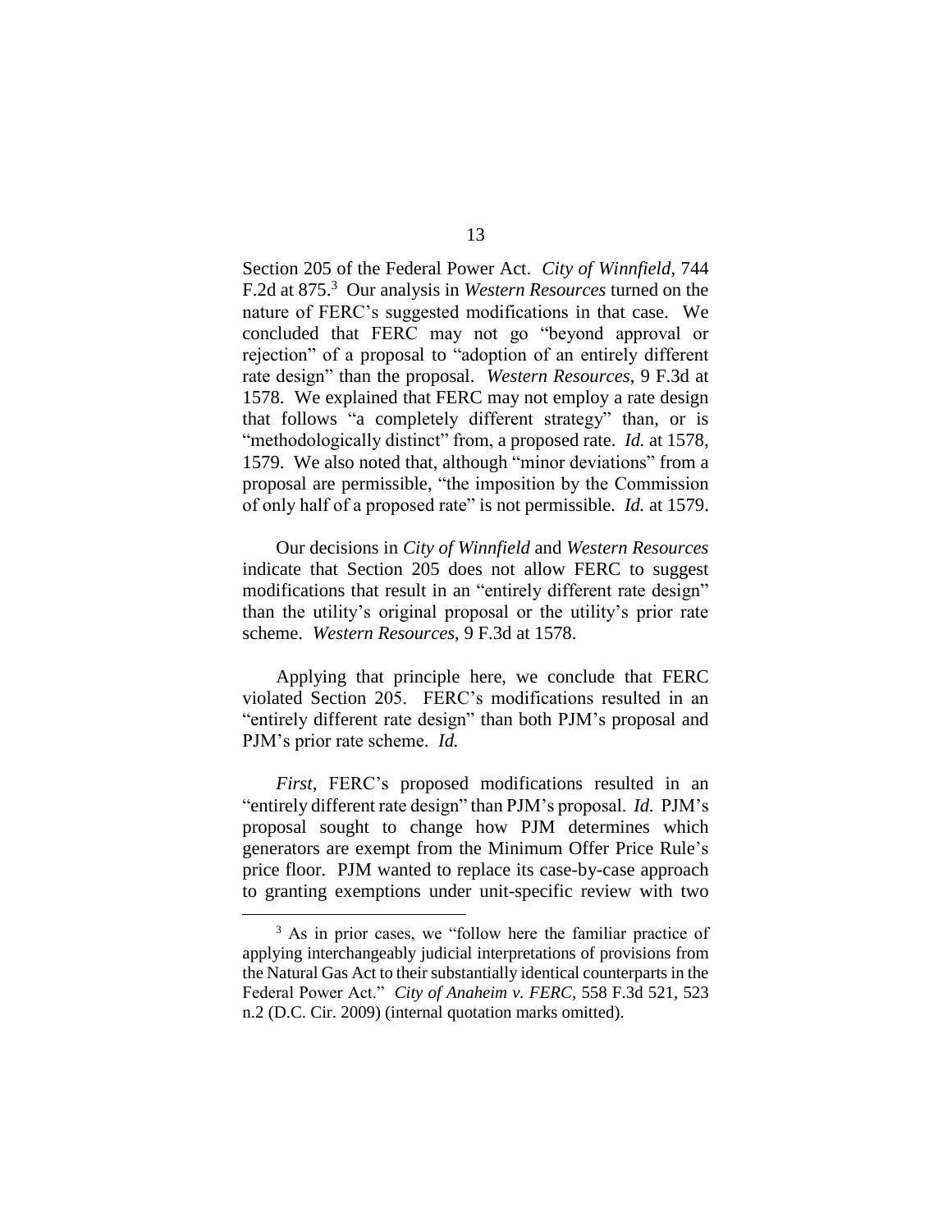Section 205 of the Federal Power Act. *City of Winnfield*, 744 F.2d at 875.[3] Our analysis in *Western Resources* turned on the nature of FERC's suggested modifications in that case. We concluded that FERC may not go "beyond approval or rejection" of a proposal to "adoption of an entirely different rate design" than the proposal. *Western Resources*, 9 F.3d at 1578. We explained that FERC may not employ a rate design that follows "a completely different strategy" than, or is "methodologically distinct" from, a proposed rate. *Id.* at 1578, 1579. We also noted that, although "minor deviations" from a proposal are permissible, "the imposition by the Commission of only half of a proposed rate" is not permissible. *Id.* at 1579.

Our decisions in *City of Winnfield* and *Western Resources* indicate that Section 205 does not allow FERC to suggest modifications that result in an "entirely different rate design" than the utility's original proposal or the utility's prior rate scheme. *Western Resources*, 9 F.3d at 1578.

Applying that principle here, we conclude that FERC violated Section 205. FERC's modifications resulted in an "entirely different rate design" than both PJM's proposal and PJM's prior rate scheme. *Id.*

*First*, FERC's proposed modifications resulted in an "entirely different rate design" than PJM's proposal. *Id.* PJM's proposal sought to change how PJM determines which generators are exempt from the Minimum Offer Price Rule's price floor. PJM wanted to replace its case-by-case approach to granting exemptions under unit-specific review with two

[3] As in prior cases, we "follow here the familiar practice of applying interchangeably judicial interpretations of provisions from the Natural Gas Act to their substantially identical counterparts in the Federal Power Act." *City of Anaheim v. FERC*, 558 F.3d 521, 523 n.2 (D.C. Cir. 2009) (internal quotation marks omitted).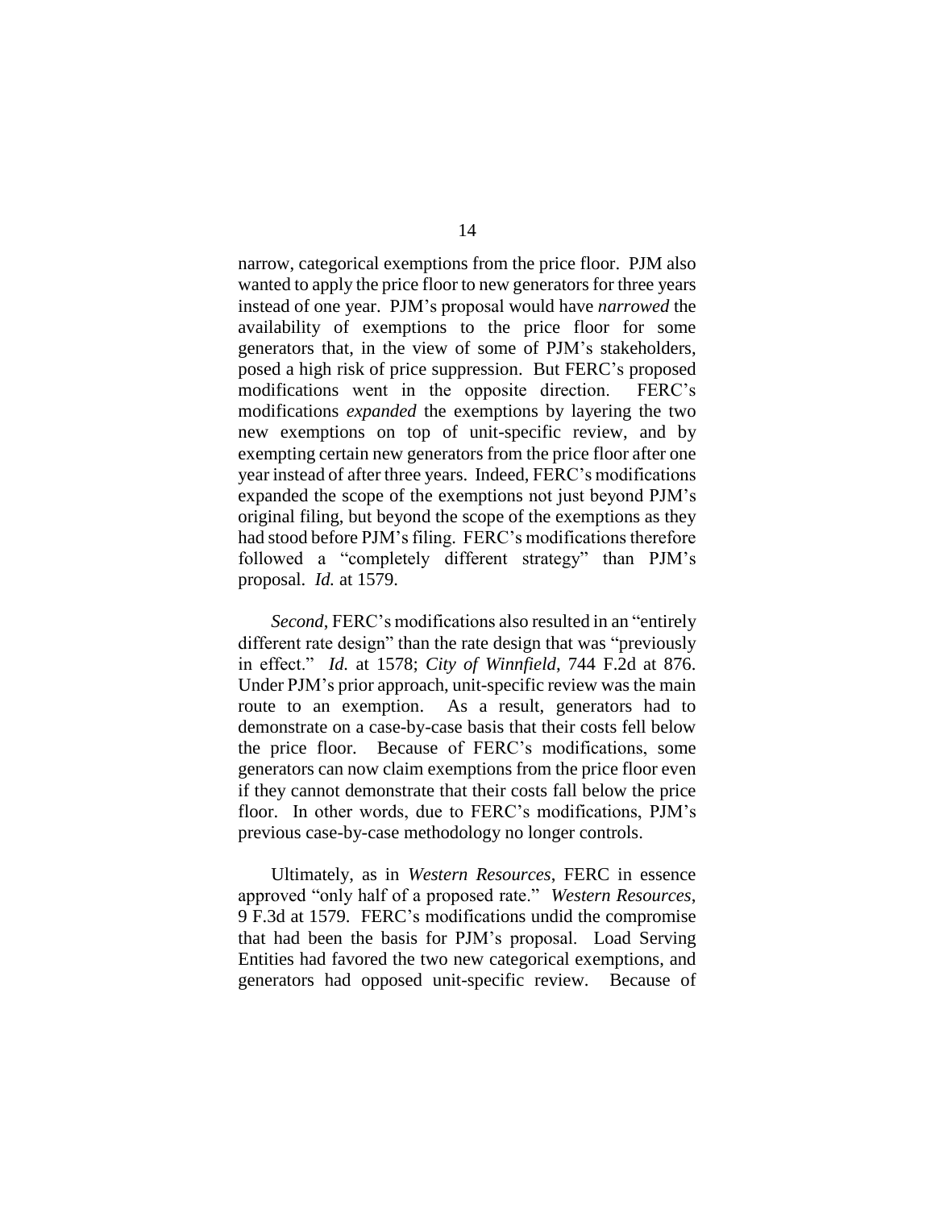narrow, categorical exemptions from the price floor. PJM also wanted to apply the price floor to new generators for three years instead of one year. PJM's proposal would have *narrowed* the availability of exemptions to the price floor for some generators that, in the view of some of PJM's stakeholders, posed a high risk of price suppression. But FERC's proposed modifications went in the opposite direction. FERC's modifications *expanded* the exemptions by layering the two new exemptions on top of unit-specific review, and by exempting certain new generators from the price floor after one year instead of after three years. Indeed, FERC's modifications expanded the scope of the exemptions not just beyond PJM's original filing, but beyond the scope of the exemptions as they had stood before PJM's filing. FERC's modifications therefore followed a "completely different strategy" than PJM's proposal. *Id.* at 1579.

*Second*, FERC's modifications also resulted in an "entirely different rate design" than the rate design that was "previously in effect." *Id.* at 1578; *City of Winnfield*, 744 F.2d at 876. Under PJM's prior approach, unit-specific review was the main route to an exemption. As a result, generators had to demonstrate on a case-by-case basis that their costs fell below the price floor. Because of FERC's modifications, some generators can now claim exemptions from the price floor even if they cannot demonstrate that their costs fall below the price floor. In other words, due to FERC's modifications, PJM's previous case-by-case methodology no longer controls.

Ultimately, as in *Western Resources*, FERC in essence approved "only half of a proposed rate." *Western Resources*, 9 F.3d at 1579. FERC's modifications undid the compromise that had been the basis for PJM's proposal. Load Serving Entities had favored the two new categorical exemptions, and generators had opposed unit-specific review. Because of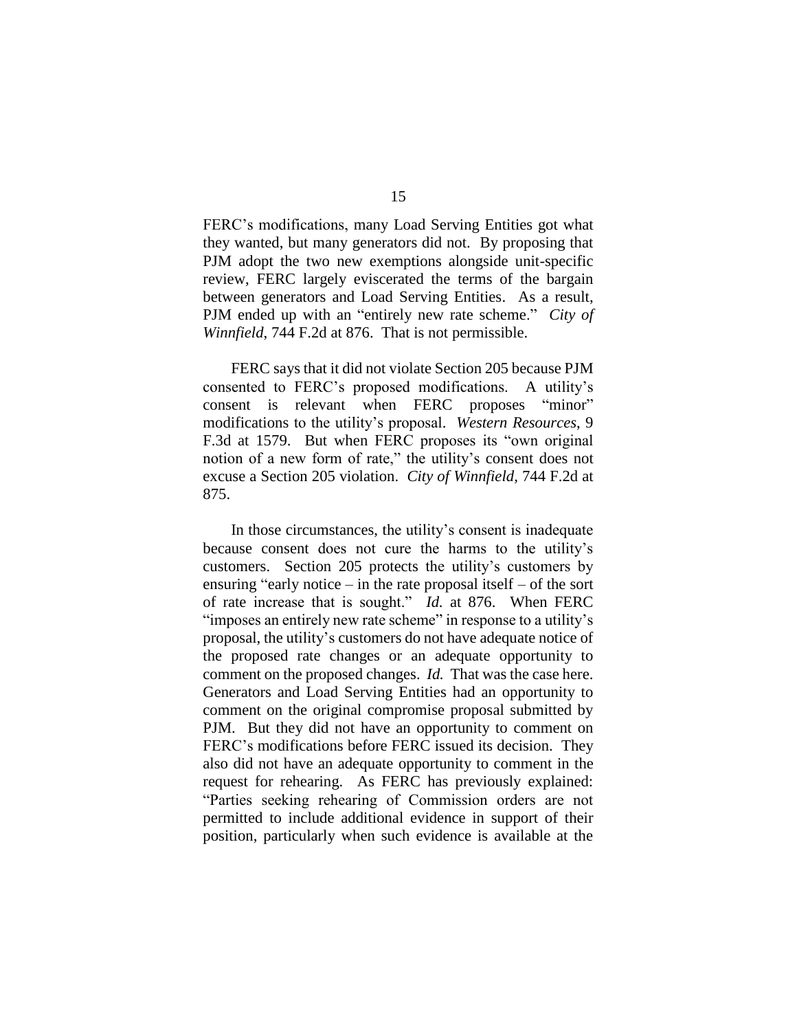FERC's modifications, many Load Serving Entities got what they wanted, but many generators did not. By proposing that PJM adopt the two new exemptions alongside unit-specific review, FERC largely eviscerated the terms of the bargain between generators and Load Serving Entities. As a result, PJM ended up with an "entirely new rate scheme." *City of Winnfield*, 744 F.2d at 876. That is not permissible.

FERC says that it did not violate Section 205 because PJM consented to FERC's proposed modifications. A utility's consent is relevant when FERC proposes "minor" modifications to the utility's proposal. *Western Resources*, 9 F.3d at 1579. But when FERC proposes its "own original notion of a new form of rate," the utility's consent does not excuse a Section 205 violation. *City of Winnfield*, 744 F.2d at 875.

In those circumstances, the utility's consent is inadequate because consent does not cure the harms to the utility's customers. Section 205 protects the utility's customers by ensuring "early notice – in the rate proposal itself – of the sort of rate increase that is sought." *Id.* at 876. When FERC "imposes an entirely new rate scheme" in response to a utility's proposal, the utility's customers do not have adequate notice of the proposed rate changes or an adequate opportunity to comment on the proposed changes. *Id.* That was the case here. Generators and Load Serving Entities had an opportunity to comment on the original compromise proposal submitted by PJM. But they did not have an opportunity to comment on FERC's modifications before FERC issued its decision. They also did not have an adequate opportunity to comment in the request for rehearing. As FERC has previously explained: "Parties seeking rehearing of Commission orders are not permitted to include additional evidence in support of their position, particularly when such evidence is available at the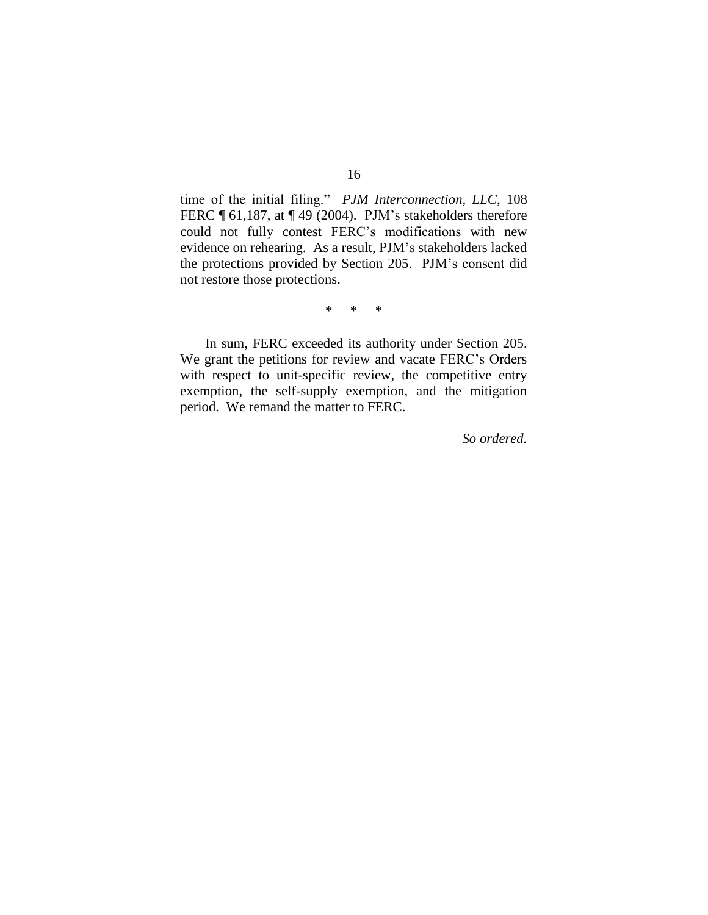time of the initial filing." *PJM Interconnection, LLC*, 108 FERC ¶ 61,187, at ¶ 49 (2004). PJM's stakeholders therefore could not fully contest FERC's modifications with new evidence on rehearing. As a result, PJM's stakeholders lacked the protections provided by Section 205. PJM's consent did not restore those protections.

\* \* \*

In sum, FERC exceeded its authority under Section 205. We grant the petitions for review and vacate FERC's Orders with respect to unit-specific review, the competitive entry exemption, the self-supply exemption, and the mitigation period. We remand the matter to FERC.

*So ordered.*